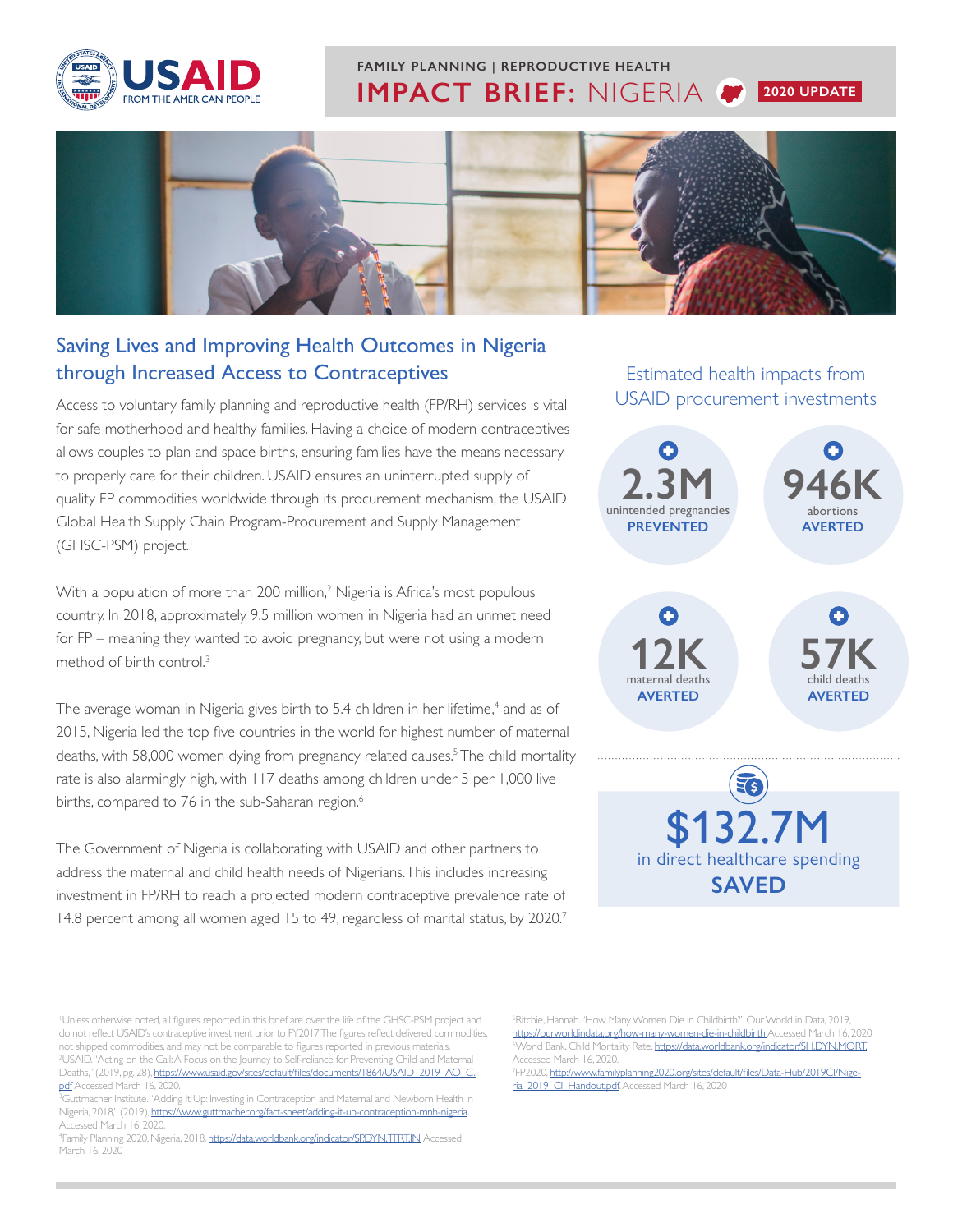FAMILY PLANNING | REPRODUCTIVE HEALTH

# IMPACT BRIEF: NIGERIA

2020 UPDATE

## Saving Lives and Improving Health Outcomes in Nigeria through Increased Access to Contraceptives

Access to voluntary family planning and reproductive health (FP/RH) services is vital for safe motherhood and healthy families. Having a choice of modern contraceptives allows couples to plan and space births, ensuring families have the means necessary to properly care for their children. USAID ensures an uninterrupted supply of quality FP commodities worldwide through its procurement mechanism, the USAID Global Health Supply Chain Program-Procurement and Supply Management (GHSC-PSM) project.[1]

With a population of more than 200 million,[2] Nigeria is Africa's most populous country. In 2018, approximately 9.5 million women in Nigeria had an unmet need for FP – meaning they wanted to avoid pregnancy, but were not using a modern method of birth control.[3]

The average woman in Nigeria gives birth to 5.4 children in her lifetime,[4] and as of 2015, Nigeria led the top five countries in the world for highest number of maternal deaths, with 58,000 women dying from pregnancy related causes.[5] The child mortality rate is also alarmingly high, with 117 deaths among children under 5 per 1,000 live births, compared to 76 in the sub-Saharan region.[6]

The Government of Nigeria is collaborating with USAID and other partners to address the maternal and child health needs of Nigerians. This includes increasing investment in FP/RH to reach a projected modern contraceptive prevalence rate of 14.8 percent among all women aged 15 to 49, regardless of marital status, by 2020.[7]

### Estimated health impacts from USAID procurement investments

**2.3M** unintended pregnancies **PREVENTED**

**946K** abortions **AVERTED**

**12K** maternal deaths **AVERTED**

**57K** child deaths **AVERTED**

**$132.7M** in direct healthcare spending **SAVED**

---

[1]Unless otherwise noted, all figures reported in this brief are over the life of the GHSC-PSM project and do not reflect USAID's contraceptive investment prior to FY2017. The figures reflect delivered commodities, not shipped commodities, and may not be comparable to figures reported in previous materials.

[2]USAID. "Acting on the Call: A Focus on the Journey to Self-reliance for Preventing Child and Maternal Deaths," (2019, pg. 28). https://www.usaid.gov/sites/default/files/documents/1864/USAID_2019_AOTC.pdf Accessed March 16, 2020.

[3]Guttmacher Institute. "Adding It Up: Investing in Contraception and Maternal and Newborn Health in Nigeria, 2018," (2019). https://www.guttmacher.org/fact-sheet/adding-it-up-contraception-mnh-nigeria. Accessed March 16, 2020.

[4]Family Planning 2020, Nigeria, 2018. https://data.worldbank.org/indicator/SP.DYN.TFRT.IN. Accessed March 16, 2020

[5]Ritchie, Hannah. "How Many Women Die in Childbirth?" Our World in Data, 2019, https://ourworldindata.org/how-many-women-die-in-childbirth Accessed March 16, 2020

[6]World Bank. Child Mortality Rate. https://data.worldbank.org/indicator/SH.DYN.MORT. Accessed March 16, 2020.

[7]FP2020. http://www.familyplanning2020.org/sites/default/files/Data-Hub/2019CI/Nigeria_2019_CI_Handout.pdf Accessed March 16, 2020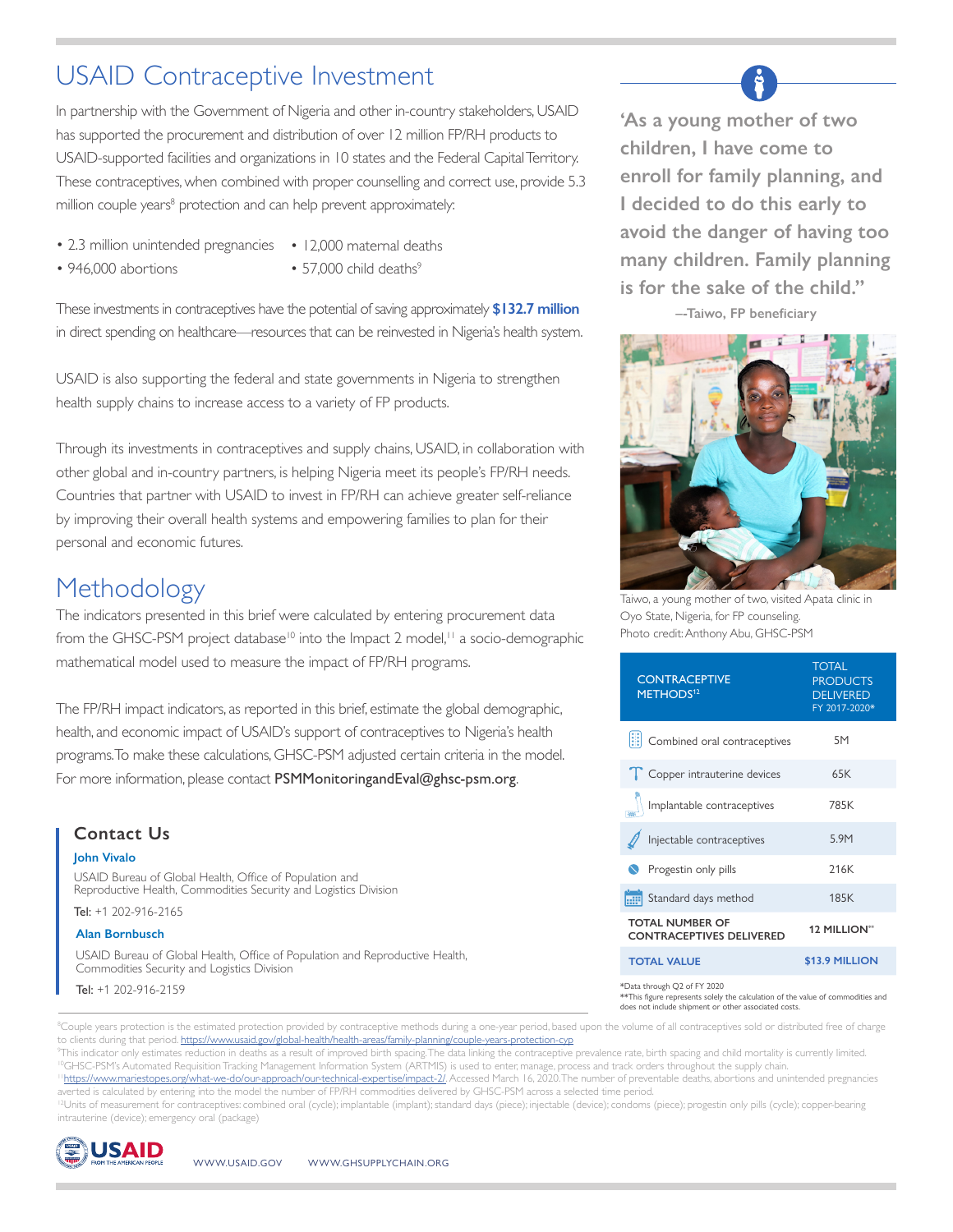## USAID Contraceptive Investment

In partnership with the Government of Nigeria and other in-country stakeholders, USAID has supported the procurement and distribution of over 12 million FP/RH products to USAID-supported facilities and organizations in 10 states and the Federal Capital Territory. These contraceptives, when combined with proper counselling and correct use, provide 5.3 million couple years[8] protection and can help prevent approximately:

- 2.3 million unintended pregnancies
- 946,000 abortions
- 12,000 maternal deaths
- 57,000 child deaths[9]

These investments in contraceptives have the potential of saving approximately **$132.7 million** in direct spending on healthcare—resources that can be reinvested in Nigeria's health system.

USAID is also supporting the federal and state governments in Nigeria to strengthen health supply chains to increase access to a variety of FP products.

Through its investments in contraceptives and supply chains, USAID, in collaboration with other global and in-country partners, is helping Nigeria meet its people's FP/RH needs. Countries that partner with USAID to invest in FP/RH can achieve greater self-reliance by improving their overall health systems and empowering families to plan for their personal and economic futures.

## Methodology

The indicators presented in this brief were calculated by entering procurement data from the GHSC-PSM project database[10] into the Impact 2 model,[11] a socio-demographic mathematical model used to measure the impact of FP/RH programs.

The FP/RH impact indicators, as reported in this brief, estimate the global demographic, health, and economic impact of USAID's support of contraceptives to Nigeria's health programs. To make these calculations, GHSC-PSM adjusted certain criteria in the model. For more information, please contact **PSMMonitoringandEval@ghsc-psm.org**.

**'As a young mother of two children, I have come to enroll for family planning, and I decided to do this early to avoid the danger of having too many children. Family planning is for the sake of the child."**

**—Taiwo, FP beneficiary**

Taiwo, a young mother of two, visited Apata clinic in Oyo State, Nigeria, for FP counseling. Photo credit: Anthony Abu, GHSC-PSM

| CONTRACEPTIVE METHODS[12] | TOTAL PRODUCTS DELIVERED FY 2017-2020* |
|---|---|
| Combined oral contraceptives | 5M |
| Copper intrauterine devices | 65K |
| Implantable contraceptives | 785K |
| Injectable contraceptives | 5.9M |
| Progestin only pills | 216K |
| Standard days method | 185K |
| **TOTAL NUMBER OF CONTRACEPTIVES DELIVERED** | **12 MILLION****[**]** |
| **TOTAL VALUE** | **$13.9 MILLION** |

*Data through Q2 of FY 2020

**This figure represents solely the calculation of the value of commodities and does not include shipment or other associated costs.

### Contact Us

**John Vivalo**

USAID Bureau of Global Health, Office of Population and Reproductive Health, Commodities Security and Logistics Division

Tel: +1 202-916-2165

**Alan Bornbusch**

USAID Bureau of Global Health, Office of Population and Reproductive Health, Commodities Security and Logistics Division

Tel: +1 202-916-2159

[8] Couple years protection is the estimated protection provided by contraceptive methods during a one-year period, based upon the volume of all contraceptives sold or distributed free of charge to clients during that period. https://www.usaid.gov/global-health/health-areas/family-planning/couple-years-protection-cyp

[9] This indicator only estimates reduction in deaths as a result of improved birth spacing. The data linking the contraceptive prevalence rate, birth spacing and child mortality is currently limited.

[10] GHSC-PSM's Automated Requisition Tracking Management Information System (ARTMIS) is used to enter, manage, process and track orders throughout the supply chain.

[11] https://www.mariestopes.org/what-we-do/our-approach/our-technical-expertise/impact-2/. Accessed March 16, 2020. The number of preventable deaths, abortions and unintended pregnancies averted is calculated by entering into the model the number of FP/RH commodities delivered by GHSC-PSM across a selected time period.

[12] Units of measurement for contraceptives: combined oral (cycle); implantable (implant); standard days (piece); injectable (device); condoms (piece); progestin only pills (cycle); copper-bearing intrauterine (device); emergency oral (package)

WWW.USAID.GOV WWW.GHSUPPLYCHAIN.ORG